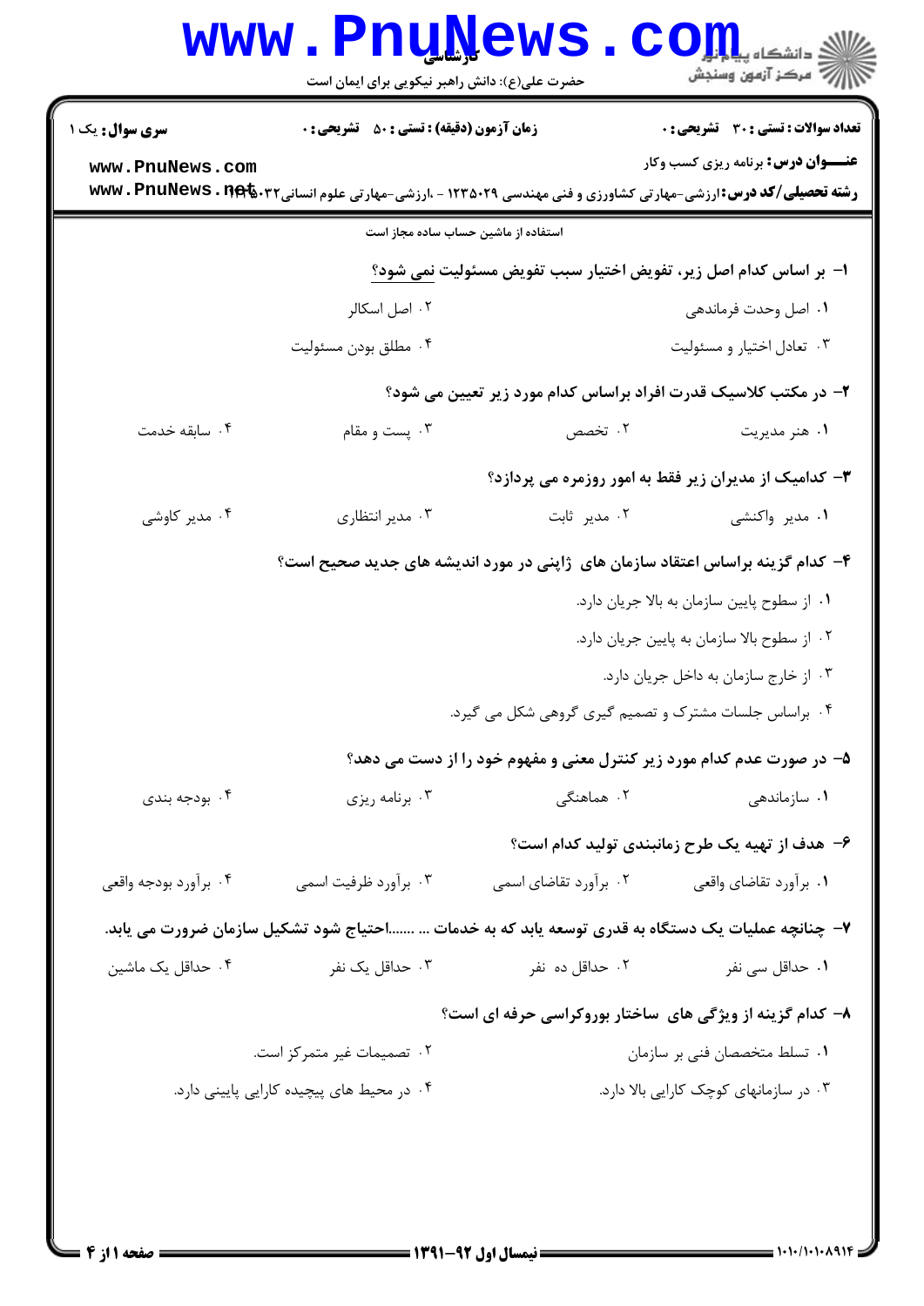کارشناسی

حضرت علی(ع): دانش راهبر نیکویی برای ایمان است

**سری سوال:** یک ۱

**زمان آزمون (دقیقه) : تستی : ۵۰  تشریحی : ۰**

**تعداد سوالات : تستی : ۳۰  تشریحی : ۰**

**عنـــوان درس:** برنامه ریزی کسب وکار

**رشته تحصیلی/کد درس:** ارزشی-مهارتی کشاورزی و فنی مهندسی ۱۲۳۵۰۲۹ - ،ارزشی-مهارتی علوم انسانی۱۲۳۵۰۳۲

استفاده از ماشین حساب ساده مجاز است

۱- بر اساس کدام اصل زیر، تفویض اختیار سبب تفویض مسئولیت نمی شود؟

۱. اصل وحدت فرماندهی
۲. اصل اسکالر
۳. تعادل اختیار و مسئولیت
۴. مطلق بودن مسئولیت

۲- در مکتب کلاسیک قدرت افراد براساس کدام مورد زیر تعیین می شود؟

۱. هنر مدیریت
۲. تخصص
۳. پست و مقام
۴. سابقه خدمت

۳- کدامیک از مدیران زیر فقط به امور روزمره می پردازد؟

۱. مدیر واکنشی
۲. مدیر ثابت
۳. مدیر انتظاری
۴. مدیر کاوشی

۴- کدام گزینه براساس اعتقاد سازمان های ژاپنی در مورد اندیشه های جدید صحیح است؟

۱. از سطوح پایین سازمان به بالا جریان دارد.
۲. از سطوح بالا سازمان به پایین جریان دارد.
۳. از خارج سازمان به داخل جریان دارد.
۴. براساس جلسات مشترک و تصمیم گیری گروهی شکل می گیرد.

۵- در صورت عدم کدام مورد زیر کنترل معنی و مفهوم خود را از دست می دهد؟

۱. سازماندهی
۲. هماهنگی
۳. برنامه ریزی
۴. بودجه بندی

۶- هدف از تهیه یک طرح زمانبندی تولید کدام است؟

۱. برآورد تقاضای واقعی
۲. برآورد تقاضای اسمی
۳. برآورد ظرفیت اسمی
۴. برآورد بودجه واقعی

۷- چنانچه عملیات یک دستگاه به قدری توسعه یابد که به خدمات ... .......احتیاج شود تشکیل سازمان ضرورت می یابد.

۱. حداقل سی نفر
۲. حداقل ده نفر
۳. حداقل یک نفر
۴. حداقل یک ماشین

۸- کدام گزینه از ویژگی های ساختار بوروکراسی حرفه ای است؟

۱. تسلط متخصصان فنی بر سازمان
۲. تصمیمات غیر متمرکز است.
۳. در سازمانهای کوچک کارایی بالا دارد.
۴. در محیط های پیچیده کارایی پایینی دارد.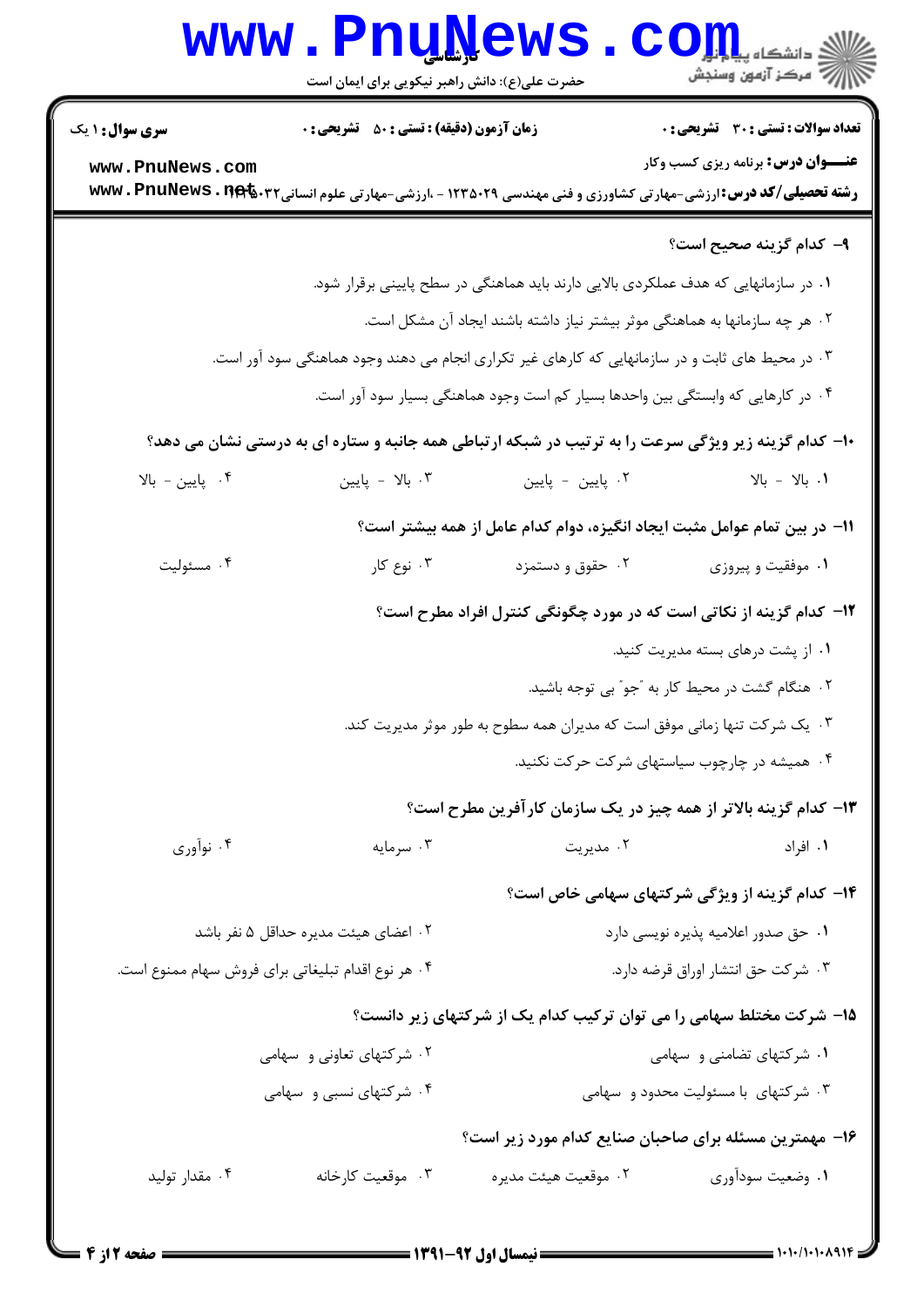۹- کدام گزینه صحیح است؟

۱. در سازمانهایی که هدف عملکردی بالایی دارند باید هماهنگی در سطح پایینی برقرار شود.

۲. هر چه سازمانها به هماهنگی موثر بیشتر نیاز داشته باشند ایجاد آن مشکل است.

۳. در محیط های ثابت و در سازمانهایی که کارهای غیر تکراری انجام می دهند وجود هماهنگی سود آور است.

۴. در کارهایی که وابستگی بین واحدها بسیار کم است وجود هماهنگی بسیار سود آور است.

۱۰- کدام گزینه زیر ویژگی سرعت را به ترتیب در شبکه ارتباطی همه جانبه و ستاره ای به درستی نشان می دهد؟

۱. بالا - بالا
۲. پایین - پایین
۳. بالا - پایین
۴. پایین - بالا

۱۱- در بین تمام عوامل مثبت ایجاد انگیزه، دوام کدام عامل از همه بیشتر است؟

۱. موفقیت و پیروزی
۲. حقوق و دستمزد
۳. نوع کار
۴. مسئولیت

۱۲- کدام گزینه از نکاتی است که در مورد چگونگی کنترل افراد مطرح است؟

۱. از پشت درهای بسته مدیریت کنید.

۲. هنگام گشت در محیط کار به "جو" بی توجه باشید.

۳. یک شرکت تنها زمانی موفق است که مدیران همه سطوح به طور موثر مدیریت کند.

۴. همیشه در چارچوب سیاستهای شرکت حرکت نکنید.

۱۳- کدام گزینه بالاتر از همه چیز در یک سازمان کارآفرین مطرح است؟

۱. افراد
۲. مدیریت
۳. سرمایه
۴. نوآوری

۱۴- کدام گزینه از ویژگی شرکتهای سهامی خاص است؟

۱. حق صدور اعلامیه پذیره نویسی دارد
۲. اعضای هیئت مدیره حداقل ۵ نفر باشد
۳. شرکت حق انتشار اوراق قرضه دارد.
۴. هر نوع اقدام تبلیغاتی برای فروش سهام ممنوع است.

۱۵- شرکت مختلط سهامی را می توان ترکیب کدام یک از شرکتهای زیر دانست؟

۱. شرکتهای تضامنی و سهامی
۲. شرکتهای تعاونی و سهامی
۳. شرکتهای با مسئولیت محدود و سهامی
۴. شرکتهای نسبی و سهامی

۱۶- مهمترین مسئله برای صاحبان صنایع کدام مورد زیر است؟

۱. وضعیت سودآوری
۲. موقعیت هیئت مدیره
۳. موقعیت کارخانه
۴. مقدار تولید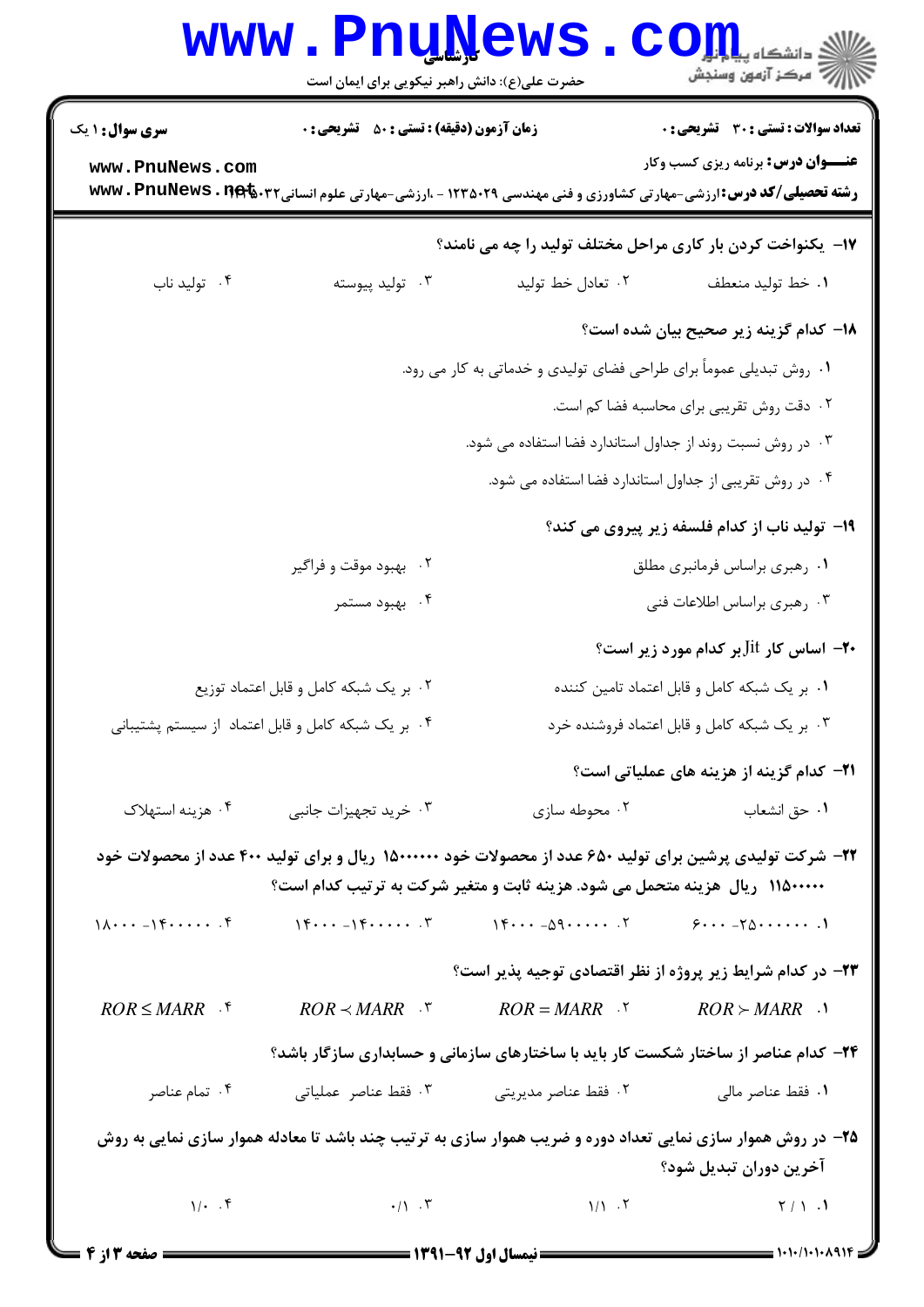۱۷– یکنواخت کردن بار کاری مراحل مختلف تولید را چه می نامند؟

۱. خط تولید منعطف
۲. تعادل خط تولید
۳. تولید پیوسته
۴. تولید ناب

۱۸– کدام گزینه زیر صحیح بیان شده است؟

۱. روش تبدیلی عموماً برای طراحی فضای تولیدی و خدماتی به کار می رود.
۲. دقت روش تقریبی برای محاسبه فضا کم است.
۳. در روش نسبت روند از جداول استاندارد فضا استفاده می شود.
۴. در روش تقریبی از جداول استاندارد فضا استفاده می شود.

۱۹– تولید ناب از کدام فلسفه زیر پیروی می کند؟

۱. رهبری براساس فرمانبری مطلق
۲. بهبود موقت و فراگیر
۳. رهبری براساس اطلاعات فنی
۴. بهبود مستمر

۲۰– اساس کار Jit بر کدام مورد زیر است؟

۱. بر یک شبکه کامل و قابل اعتماد تامین کننده
۲. بر یک شبکه کامل و قابل اعتماد توزیع
۳. بر یک شبکه کامل و قابل اعتماد فروشنده خرد
۴. بر یک شبکه کامل و قابل اعتماد از سیستم پشتیبانی

۲۱– کدام گزینه از هزینه های عملیاتی است؟

۱. حق انشعاب
۲. محوطه سازی
۳. خرید تجهیزات جانبی
۴. هزینه استهلاک

۲۲– شرکت تولیدی پرشین برای تولید ۶۵۰ عدد از محصولات خود ۱۵۰۰۰۰۰۰ ریال و برای تولید ۴۰۰ عدد از محصولات خود ۱۱۵۰۰۰۰۰ ریال هزینه متحمل می شود. هزینه ثابت و متغیر شرکت به ترتیب کدام است؟

۱. ۶۰۰۰ - ۲۵۰۰۰۰۰
۲. ۱۴۰۰۰ - ۵۹۰۰۰۰۰
۳. ۱۴۰۰۰ - ۱۴۰۰۰۰۰
۴. ۱۸۰۰۰ - ۱۴۰۰۰۰۰

۲۳– در کدام شرایط زیر پروژه از نظر اقتصادی توجیه پذیر است؟

۱. $ROR \succ MARR$
۲. $ROR = MARR$
۳. $ROR \prec MARR$
۴. $ROR \leq MARR$

۲۴– کدام عناصر از ساختار شکست کار باید با ساختارهای سازمانی و حسابداری سازگار باشد؟

۱. فقط عناصر مالی
۲. فقط عناصر مدیریتی
۳. فقط عناصر عملیاتی
۴. تمام عناصر

۲۵– در روش هموار سازی نمایی تعداد دوره و ضریب هموار سازی به ترتیب چند باشد تا معادله هموار سازی نمایی به روش آخرین دوران تبدیل شود؟

۱. ۲ / ۱
۲. ۱/۱
۳. ۰/۱
۴. ۱/۰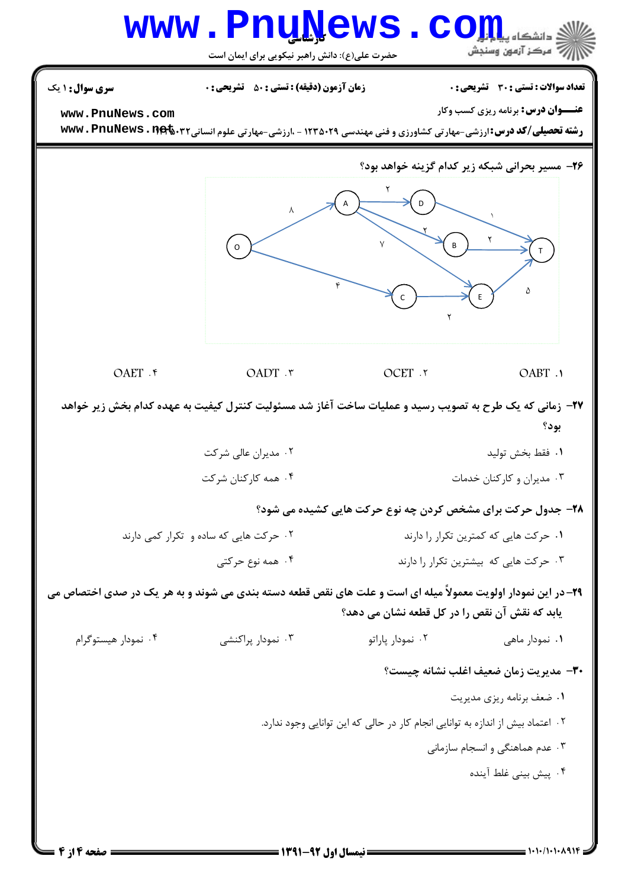۲۶- مسیر بحرانی شبکه زیر کدام گزینه خواهد بود؟

O
A
D
B
T
C
E
۸
۲
۱
۲
۲
۷
۴
۲
۵

۱. OABT
۲. OCET
۳. OADT
۴. OAET

۲۷- زمانی که یک طرح به تصویب رسید و عملیات ساخت آغاز شد مسئولیت کنترل کیفیت به عهده کدام بخش زیر خواهد بود؟

۱. فقط بخش تولید
۲. مدیران عالی شرکت
۳. مدیران و کارکنان خدمات
۴. همه کارکنان شرکت

۲۸- جدول حرکت برای مشخص کردن چه نوع حرکت هایی کشیده می شود؟

۱. حرکت هایی که کمترین تکرار را دارند
۲. حرکت هایی که ساده و تکرار کمی دارند
۳. حرکت هایی که بیشترین تکرار را دارند
۴. همه نوع حرکتی

۲۹- در این نمودار اولویت معمولاً میله ای است و علت های نقص قطعه دسته بندی می شوند و به هر یک در صدی اختصاص می یابد که نقش آن نقص را در کل قطعه نشان می دهد؟

۱. نمودار ماهی
۲. نمودار پاراتو
۳. نمودار پراکنشی
۴. نمودار هیستوگرام

۳۰- مدیریت زمان ضعیف اغلب نشانه چیست؟

۱. ضعف برنامه ریزی مدیریت
۲. اعتماد بیش از اندازه به توانایی انجام کار در حالی که این توانایی وجود ندارد.
۳. عدم هماهنگی و انسجام سازمانی
۴. پیش بینی غلط آینده